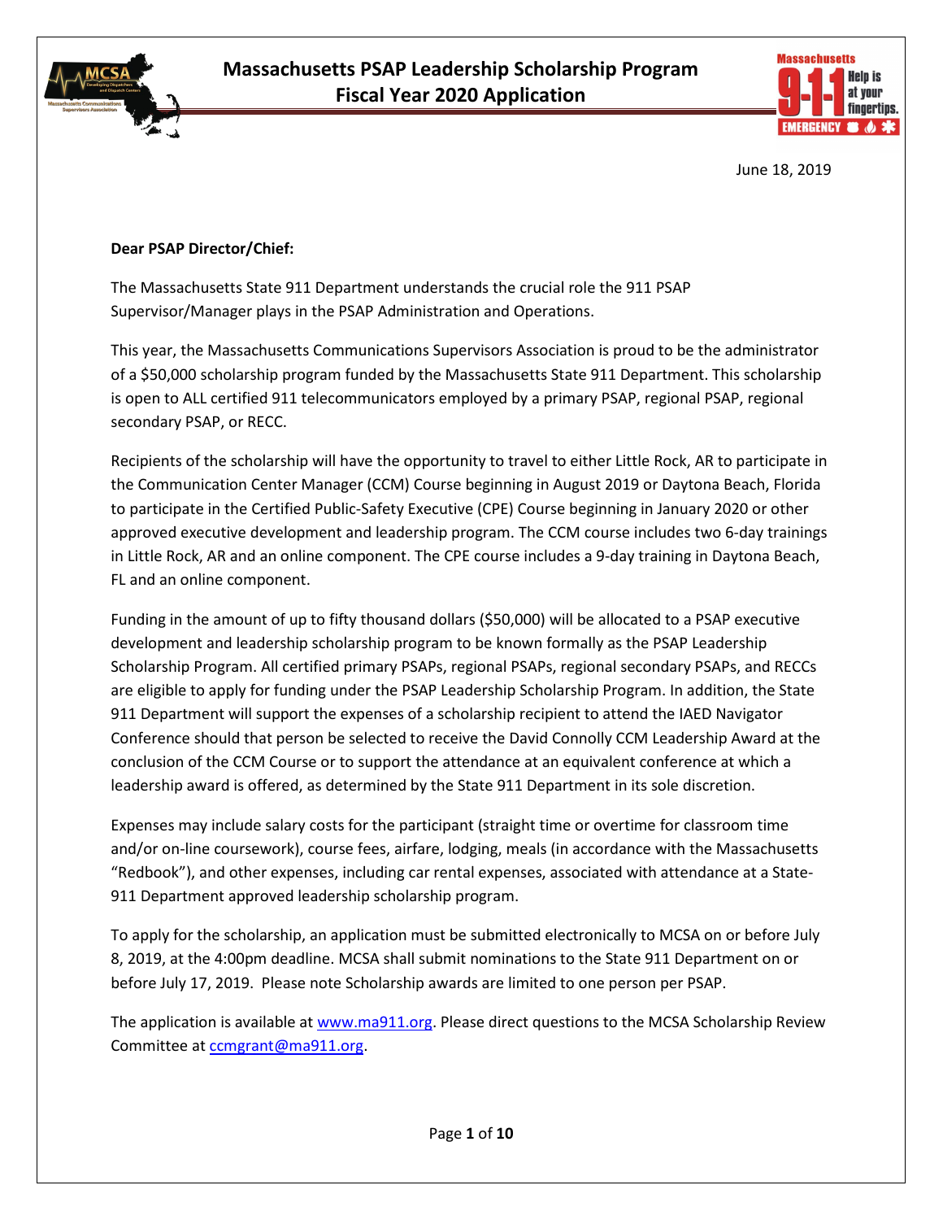# Massachusetts PSAP Leadership Scholarship Program
## Fiscal Year 2020 Application

June 18, 2019

**Dear PSAP Director/Chief:**

The Massachusetts State 911 Department understands the crucial role the 911 PSAP Supervisor/Manager plays in the PSAP Administration and Operations.

This year, the Massachusetts Communications Supervisors Association is proud to be the administrator of a $50,000 scholarship program funded by the Massachusetts State 911 Department. This scholarship is open to ALL certified 911 telecommunicators employed by a primary PSAP, regional PSAP, regional secondary PSAP, or RECC.

Recipients of the scholarship will have the opportunity to travel to either Little Rock, AR to participate in the Communication Center Manager (CCM) Course beginning in August 2019 or Daytona Beach, Florida to participate in the Certified Public-Safety Executive (CPE) Course beginning in January 2020 or other approved executive development and leadership program. The CCM course includes two 6-day trainings in Little Rock, AR and an online component. The CPE course includes a 9-day training in Daytona Beach, FL and an online component.

Funding in the amount of up to fifty thousand dollars ($50,000) will be allocated to a PSAP executive development and leadership scholarship program to be known formally as the PSAP Leadership Scholarship Program. All certified primary PSAPs, regional PSAPs, regional secondary PSAPs, and RECCs are eligible to apply for funding under the PSAP Leadership Scholarship Program. In addition, the State 911 Department will support the expenses of a scholarship recipient to attend the IAED Navigator Conference should that person be selected to receive the David Connolly CCM Leadership Award at the conclusion of the CCM Course or to support the attendance at an equivalent conference at which a leadership award is offered, as determined by the State 911 Department in its sole discretion.

Expenses may include salary costs for the participant (straight time or overtime for classroom time and/or on-line coursework), course fees, airfare, lodging, meals (in accordance with the Massachusetts "Redbook"), and other expenses, including car rental expenses, associated with attendance at a State-911 Department approved leadership scholarship program.

To apply for the scholarship, an application must be submitted electronically to MCSA on or before July 8, 2019, at the 4:00pm deadline. MCSA shall submit nominations to the State 911 Department on or before July 17, 2019. Please note Scholarship awards are limited to one person per PSAP.

The application is available at www.ma911.org. Please direct questions to the MCSA Scholarship Review Committee at ccmgrant@ma911.org.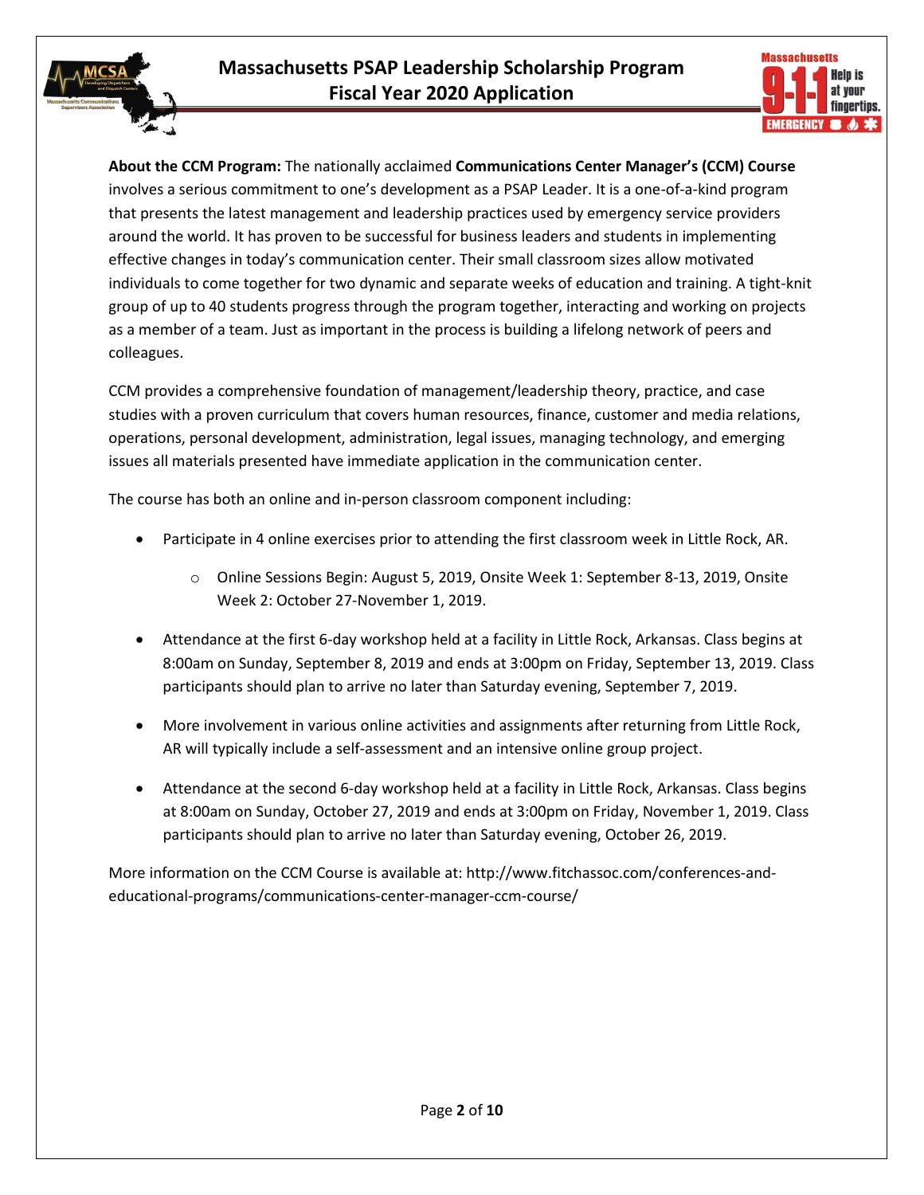**About the CCM Program:** The nationally acclaimed **Communications Center Manager's (CCM) Course** involves a serious commitment to one's development as a PSAP Leader. It is a one-of-a-kind program that presents the latest management and leadership practices used by emergency service providers around the world. It has proven to be successful for business leaders and students in implementing effective changes in today's communication center. Their small classroom sizes allow motivated individuals to come together for two dynamic and separate weeks of education and training. A tight-knit group of up to 40 students progress through the program together, interacting and working on projects as a member of a team. Just as important in the process is building a lifelong network of peers and colleagues.

CCM provides a comprehensive foundation of management/leadership theory, practice, and case studies with a proven curriculum that covers human resources, finance, customer and media relations, operations, personal development, administration, legal issues, managing technology, and emerging issues all materials presented have immediate application in the communication center.

The course has both an online and in-person classroom component including:

- Participate in 4 online exercises prior to attending the first classroom week in Little Rock, AR.
  - Online Sessions Begin: August 5, 2019, Onsite Week 1: September 8-13, 2019, Onsite Week 2: October 27-November 1, 2019.
- Attendance at the first 6-day workshop held at a facility in Little Rock, Arkansas. Class begins at 8:00am on Sunday, September 8, 2019 and ends at 3:00pm on Friday, September 13, 2019. Class participants should plan to arrive no later than Saturday evening, September 7, 2019.
- More involvement in various online activities and assignments after returning from Little Rock, AR will typically include a self-assessment and an intensive online group project.
- Attendance at the second 6-day workshop held at a facility in Little Rock, Arkansas. Class begins at 8:00am on Sunday, October 27, 2019 and ends at 3:00pm on Friday, November 1, 2019. Class participants should plan to arrive no later than Saturday evening, October 26, 2019.

More information on the CCM Course is available at: http://www.fitchassoc.com/conferences-and-educational-programs/communications-center-manager-ccm-course/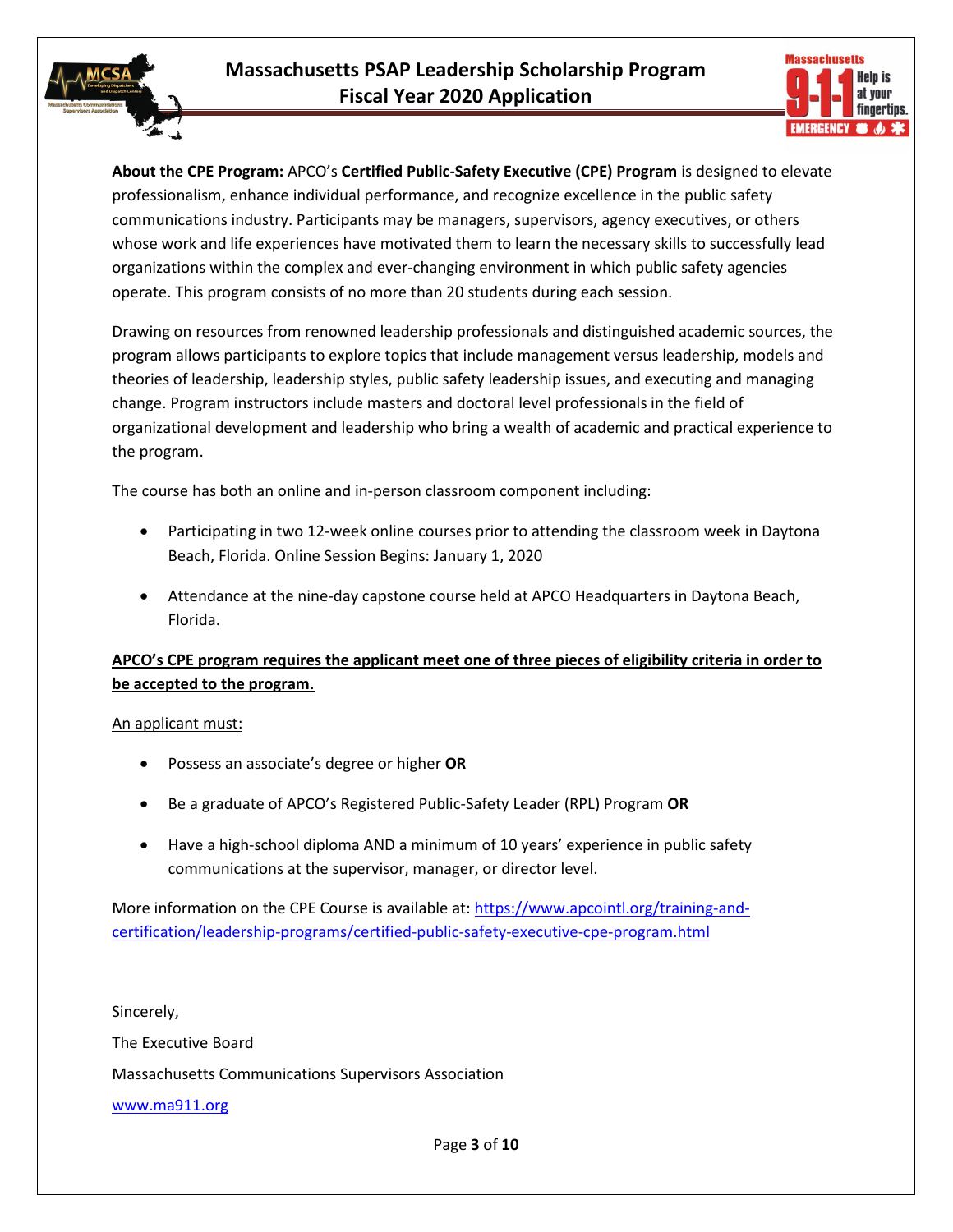**About the CPE Program:** APCO's **Certified Public-Safety Executive (CPE) Program** is designed to elevate professionalism, enhance individual performance, and recognize excellence in the public safety communications industry. Participants may be managers, supervisors, agency executives, or others whose work and life experiences have motivated them to learn the necessary skills to successfully lead organizations within the complex and ever-changing environment in which public safety agencies operate. This program consists of no more than 20 students during each session.

Drawing on resources from renowned leadership professionals and distinguished academic sources, the program allows participants to explore topics that include management versus leadership, models and theories of leadership, leadership styles, public safety leadership issues, and executing and managing change. Program instructors include masters and doctoral level professionals in the field of organizational development and leadership who bring a wealth of academic and practical experience to the program.

The course has both an online and in-person classroom component including:

- Participating in two 12-week online courses prior to attending the classroom week in Daytona Beach, Florida. Online Session Begins: January 1, 2020
- Attendance at the nine-day capstone course held at APCO Headquarters in Daytona Beach, Florida.

**APCO's CPE program requires the applicant meet one of three pieces of eligibility criteria in order to be accepted to the program.**

An applicant must:

- Possess an associate's degree or higher **OR**
- Be a graduate of APCO's Registered Public-Safety Leader (RPL) Program **OR**
- Have a high-school diploma AND a minimum of 10 years' experience in public safety communications at the supervisor, manager, or director level.

More information on the CPE Course is available at: https://www.apcointl.org/training-and-certification/leadership-programs/certified-public-safety-executive-cpe-program.html

Sincerely,

The Executive Board

Massachusetts Communications Supervisors Association

www.ma911.org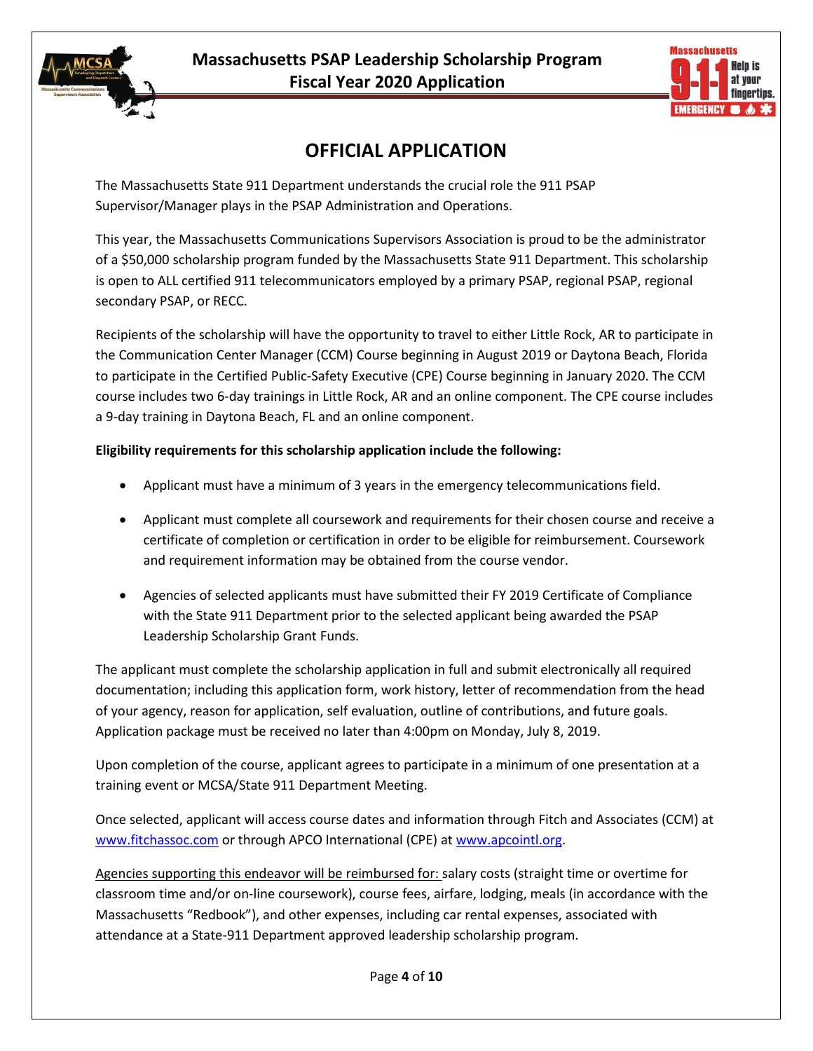# Massachusetts PSAP Leadership Scholarship Program
# Fiscal Year 2020 Application

## OFFICIAL APPLICATION

The Massachusetts State 911 Department understands the crucial role the 911 PSAP Supervisor/Manager plays in the PSAP Administration and Operations.

This year, the Massachusetts Communications Supervisors Association is proud to be the administrator of a $50,000 scholarship program funded by the Massachusetts State 911 Department. This scholarship is open to ALL certified 911 telecommunicators employed by a primary PSAP, regional PSAP, regional secondary PSAP, or RECC.

Recipients of the scholarship will have the opportunity to travel to either Little Rock, AR to participate in the Communication Center Manager (CCM) Course beginning in August 2019 or Daytona Beach, Florida to participate in the Certified Public-Safety Executive (CPE) Course beginning in January 2020. The CCM course includes two 6-day trainings in Little Rock, AR and an online component. The CPE course includes a 9-day training in Daytona Beach, FL and an online component.

**Eligibility requirements for this scholarship application include the following:**

- Applicant must have a minimum of 3 years in the emergency telecommunications field.
- Applicant must complete all coursework and requirements for their chosen course and receive a certificate of completion or certification in order to be eligible for reimbursement. Coursework and requirement information may be obtained from the course vendor.
- Agencies of selected applicants must have submitted their FY 2019 Certificate of Compliance with the State 911 Department prior to the selected applicant being awarded the PSAP Leadership Scholarship Grant Funds.

The applicant must complete the scholarship application in full and submit electronically all required documentation; including this application form, work history, letter of recommendation from the head of your agency, reason for application, self evaluation, outline of contributions, and future goals. Application package must be received no later than 4:00pm on Monday, July 8, 2019.

Upon completion of the course, applicant agrees to participate in a minimum of one presentation at a training event or MCSA/State 911 Department Meeting.

Once selected, applicant will access course dates and information through Fitch and Associates (CCM) at [www.fitchassoc.com](http://www.fitchassoc.com) or through APCO International (CPE) at [www.apcointl.org](http://www.apcointl.org).

<u>Agencies supporting this endeavor will be reimbursed for:</u> salary costs (straight time or overtime for classroom time and/or on-line coursework), course fees, airfare, lodging, meals (in accordance with the Massachusetts "Redbook"), and other expenses, including car rental expenses, associated with attendance at a State-911 Department approved leadership scholarship program.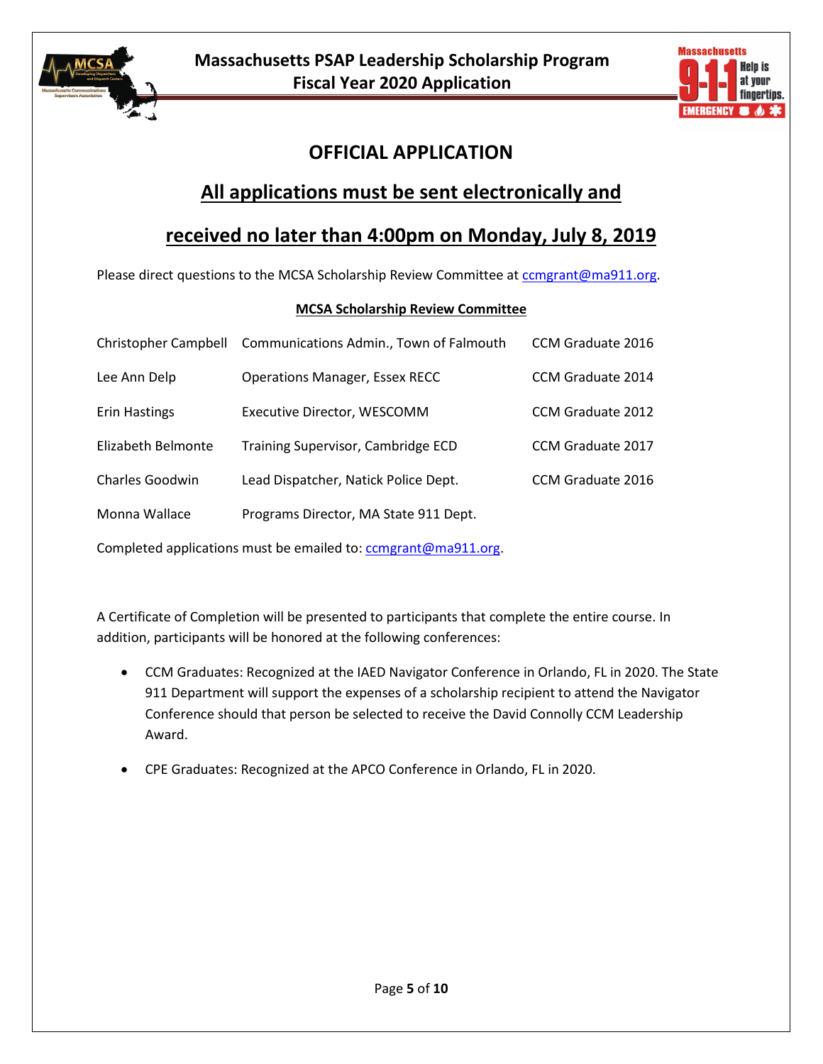# OFFICIAL APPLICATION

## All applications must be sent electronically and received no later than 4:00pm on Monday, July 8, 2019

Please direct questions to the MCSA Scholarship Review Committee at ccmgrant@ma911.org.

**MCSA Scholarship Review Committee**

| | | |
|---|---|---|
| Christopher Campbell | Communications Admin., Town of Falmouth | CCM Graduate 2016 |
| Lee Ann Delp | Operations Manager, Essex RECC | CCM Graduate 2014 |
| Erin Hastings | Executive Director, WESCOMM | CCM Graduate 2012 |
| Elizabeth Belmonte | Training Supervisor, Cambridge ECD | CCM Graduate 2017 |
| Charles Goodwin | Lead Dispatcher, Natick Police Dept. | CCM Graduate 2016 |
| Monna Wallace | Programs Director, MA State 911 Dept. | |

Completed applications must be emailed to: ccmgrant@ma911.org.

A Certificate of Completion will be presented to participants that complete the entire course. In addition, participants will be honored at the following conferences:

- CCM Graduates: Recognized at the IAED Navigator Conference in Orlando, FL in 2020. The State 911 Department will support the expenses of a scholarship recipient to attend the Navigator Conference should that person be selected to receive the David Connolly CCM Leadership Award.
- CPE Graduates: Recognized at the APCO Conference in Orlando, FL in 2020.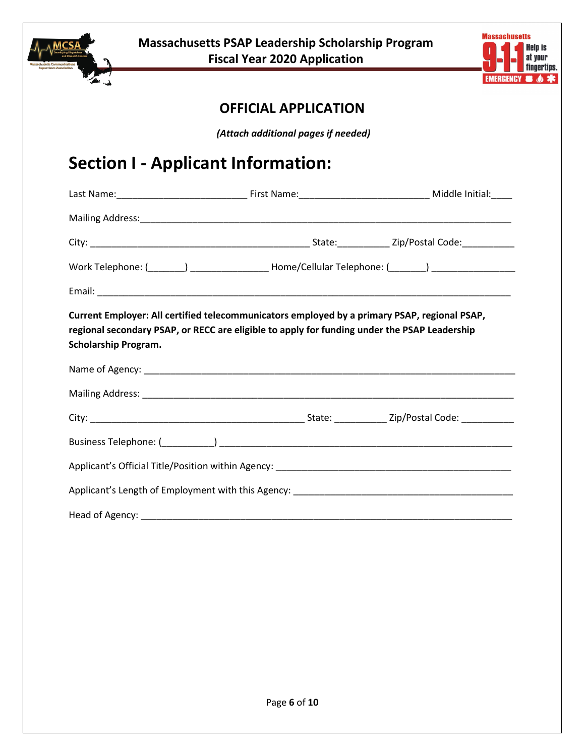# OFFICIAL APPLICATION

*(Attach additional pages if needed)*

## Section I - Applicant Information:

Last Name:_________________________ First Name:_________________________ Middle Initial:____

Mailing Address:___________________________________________________________________________

City: ___________________________________________ State:__________ Zip/Postal Code:__________

Work Telephone: (_______) _______________ Home/Cellular Telephone: (_______) ________________

Email: _____________________________________________________________________________________

**Current Employer: All certified telecommunicators employed by a primary PSAP, regional PSAP, regional secondary PSAP, or RECC are eligible to apply for funding under the PSAP Leadership Scholarship Program.**

Name of Agency: ____________________________________________________________________________

Mailing Address: ___________________________________________________________________________

City: __________________________________________ State: __________ Zip/Postal Code: __________

Business Telephone: (__________) ___________________________________________________________

Applicant's Official Title/Position within Agency: ________________________________________________

Applicant's Length of Employment with this Agency: ______________________________________________

Head of Agency: ____________________________________________________________________________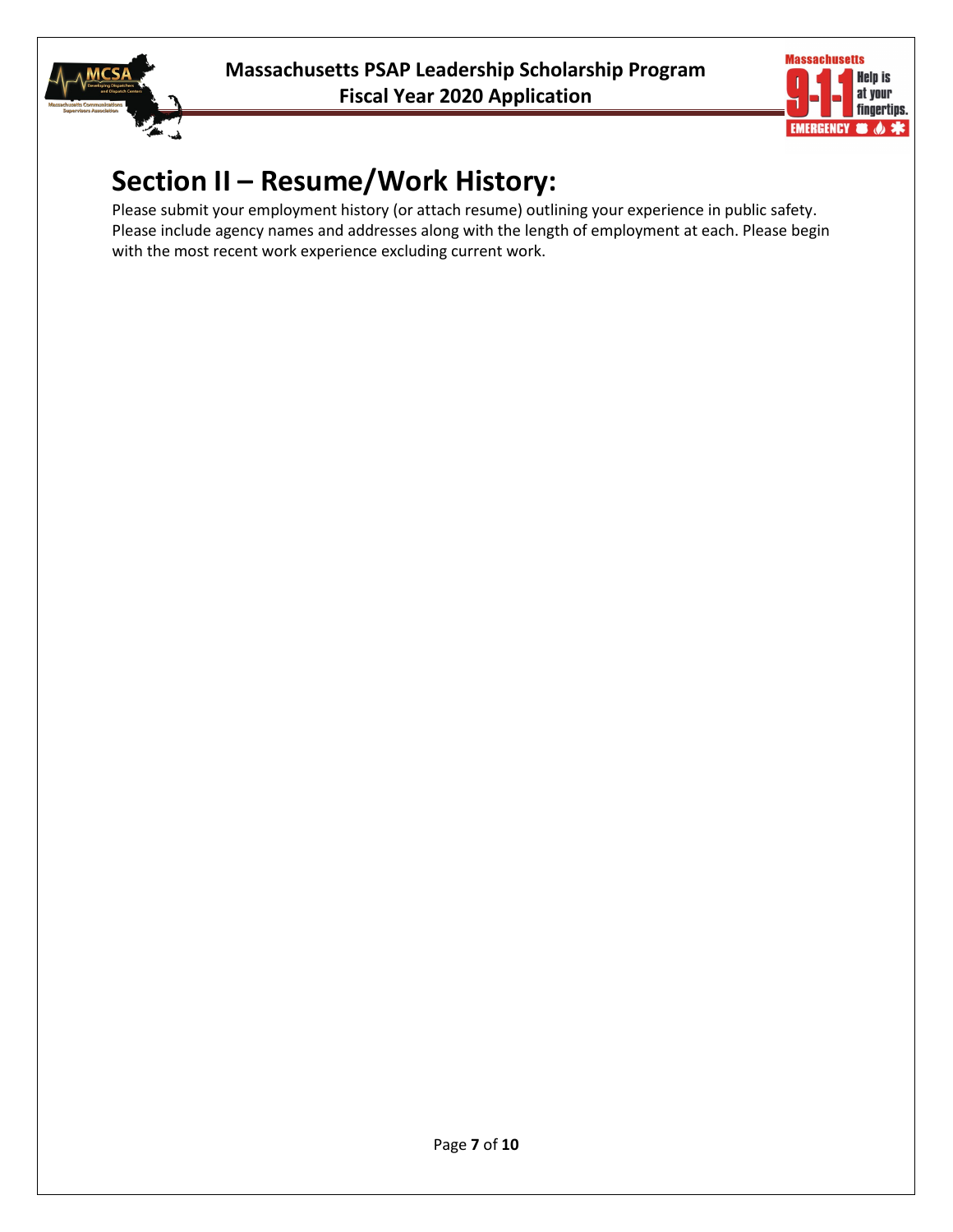# Section II – Resume/Work History:

Please submit your employment history (or attach resume) outlining your experience in public safety. Please include agency names and addresses along with the length of employment at each. Please begin with the most recent work experience excluding current work.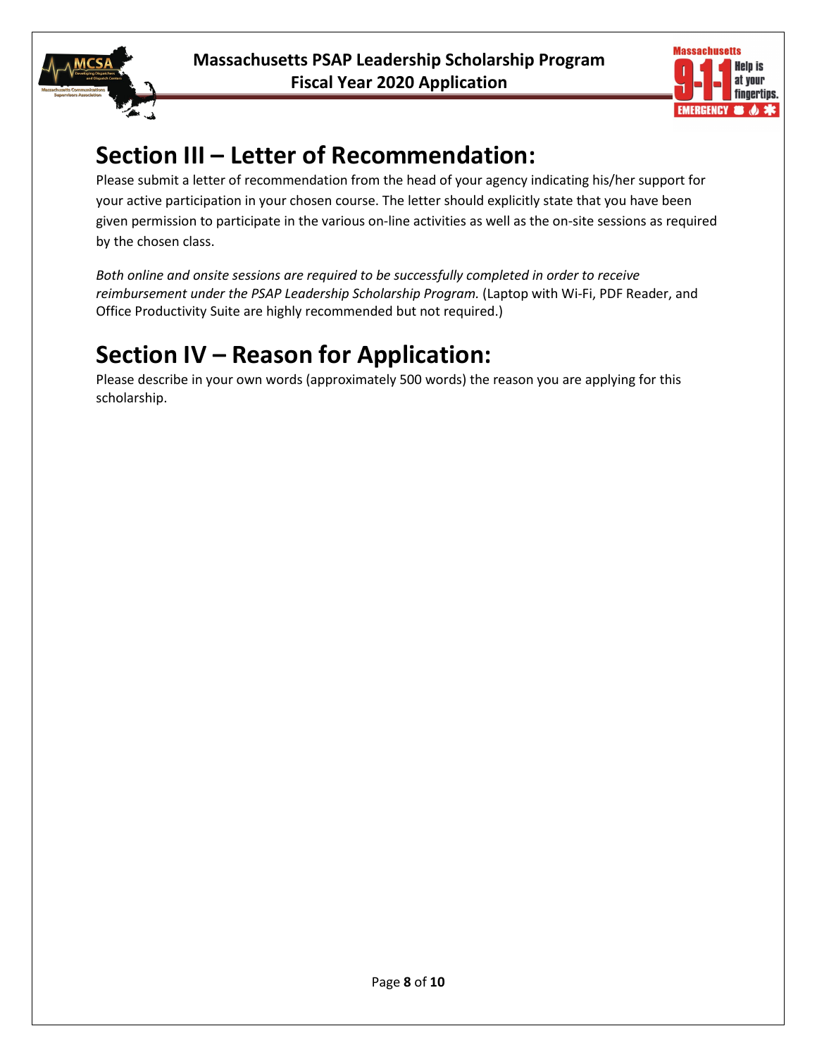# Section III – Letter of Recommendation:

Please submit a letter of recommendation from the head of your agency indicating his/her support for your active participation in your chosen course. The letter should explicitly state that you have been given permission to participate in the various on-line activities as well as the on-site sessions as required by the chosen class.

*Both online and onsite sessions are required to be successfully completed in order to receive reimbursement under the PSAP Leadership Scholarship Program.* (Laptop with Wi-Fi, PDF Reader, and Office Productivity Suite are highly recommended but not required.)

# Section IV – Reason for Application:

Please describe in your own words (approximately 500 words) the reason you are applying for this scholarship.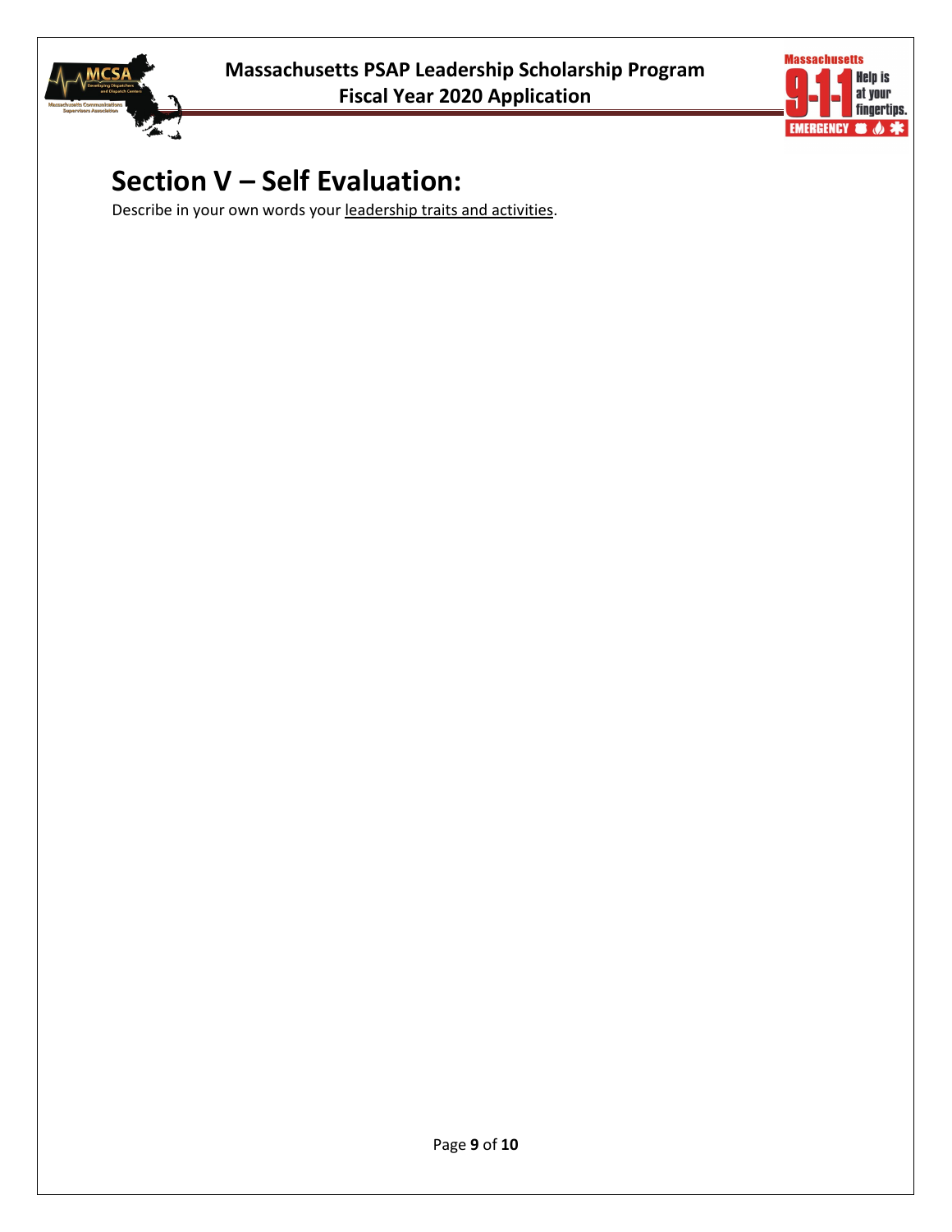# Section V – Self Evaluation:

Describe in your own words your leadership traits and activities.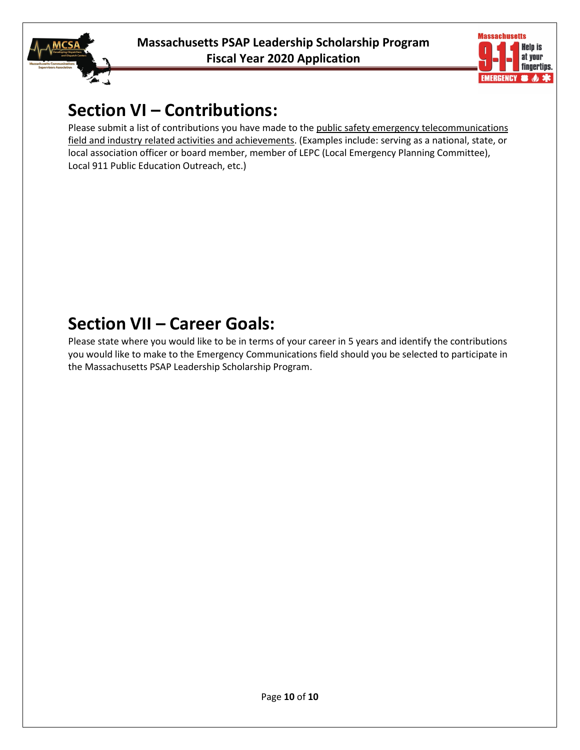## Section VI – Contributions:

Please submit a list of contributions you have made to the public safety emergency telecommunications field and industry related activities and achievements. (Examples include: serving as a national, state, or local association officer or board member, member of LEPC (Local Emergency Planning Committee), Local 911 Public Education Outreach, etc.)

## Section VII – Career Goals:

Please state where you would like to be in terms of your career in 5 years and identify the contributions you would like to make to the Emergency Communications field should you be selected to participate in the Massachusetts PSAP Leadership Scholarship Program.